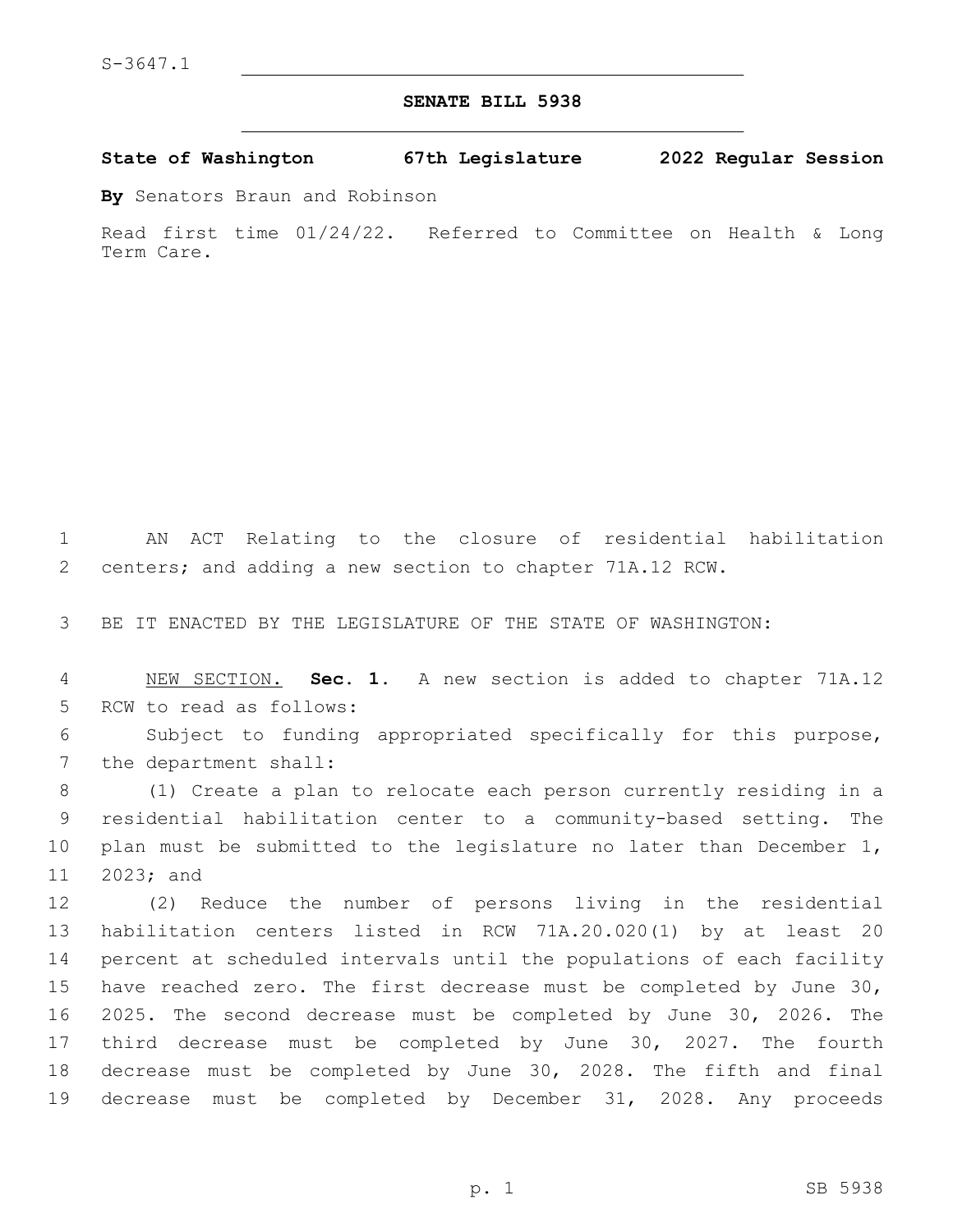S-3647.1

# SENATE BILL 5938

**State of Washington 67th Legislature 2022 Regular Session**

**By** Senators Braun and Robinson

Read first time 01/24/22. Referred to Committee on Health & Long Term Care.

AN ACT Relating to the closure of residential habilitation centers; and adding a new section to chapter 71A.12 RCW.

BE IT ENACTED BY THE LEGISLATURE OF THE STATE OF WASHINGTON:

NEW SECTION. **Sec. 1.** A new section is added to chapter 71A.12 RCW to read as follows:

Subject to funding appropriated specifically for this purpose, the department shall:

(1) Create a plan to relocate each person currently residing in a residential habilitation center to a community-based setting. The plan must be submitted to the legislature no later than December 1, 2023; and

(2) Reduce the number of persons living in the residential habilitation centers listed in RCW 71A.20.020(1) by at least 20 percent at scheduled intervals until the populations of each facility have reached zero. The first decrease must be completed by June 30, 2025. The second decrease must be completed by June 30, 2026. The third decrease must be completed by June 30, 2027. The fourth decrease must be completed by June 30, 2028. The fifth and final decrease must be completed by December 31, 2028. Any proceeds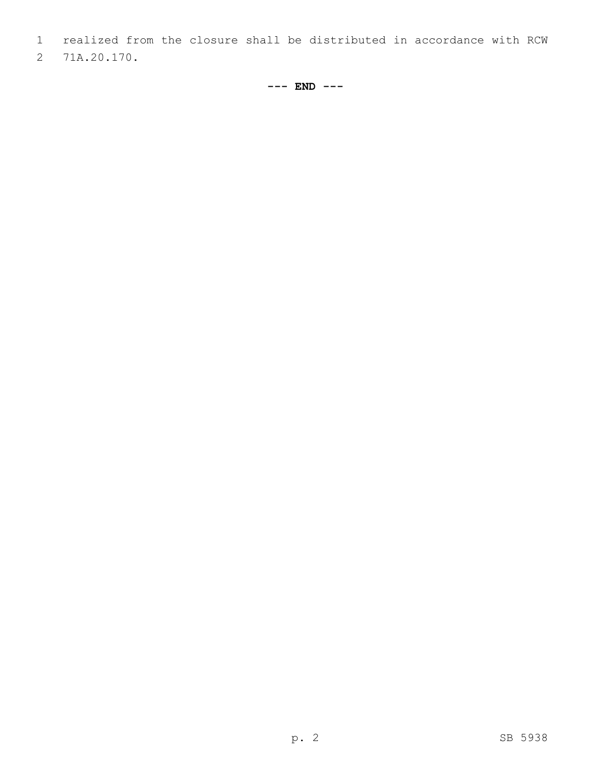realized from the closure shall be distributed in accordance with RCW 71A.20.170.

--- END ---